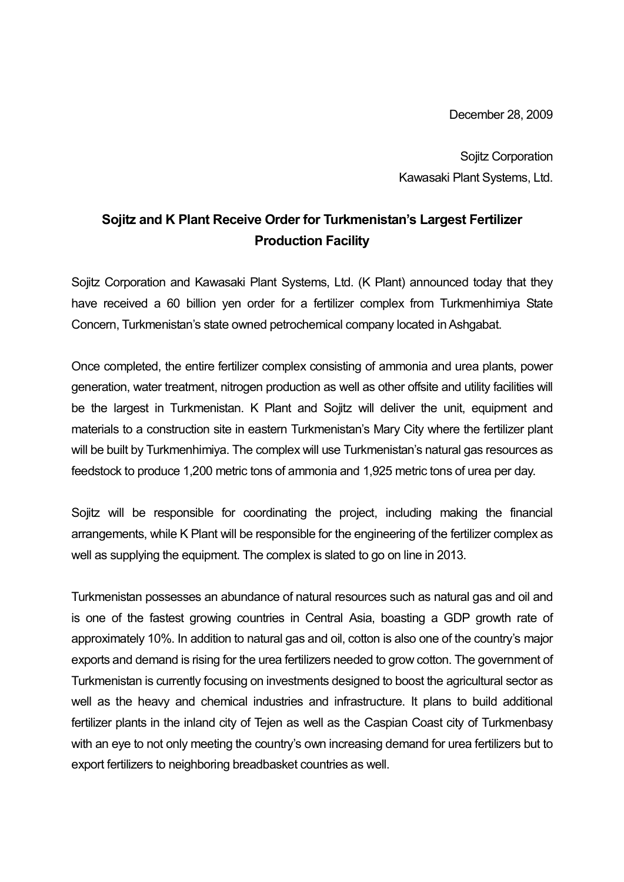December 28, 2009

Sojitz Corporation
Kawasaki Plant Systems, Ltd.

# Sojitz and K Plant Receive Order for Turkmenistan's Largest Fertilizer Production Facility

Sojitz Corporation and Kawasaki Plant Systems, Ltd. (K Plant) announced today that they have received a 60 billion yen order for a fertilizer complex from Turkmenhimiya State Concern, Turkmenistan's state owned petrochemical company located in Ashgabat.

Once completed, the entire fertilizer complex consisting of ammonia and urea plants, power generation, water treatment, nitrogen production as well as other offsite and utility facilities will be the largest in Turkmenistan. K Plant and Sojitz will deliver the unit, equipment and materials to a construction site in eastern Turkmenistan's Mary City where the fertilizer plant will be built by Turkmenhimiya. The complex will use Turkmenistan's natural gas resources as feedstock to produce 1,200 metric tons of ammonia and 1,925 metric tons of urea per day.

Sojitz will be responsible for coordinating the project, including making the financial arrangements, while K Plant will be responsible for the engineering of the fertilizer complex as well as supplying the equipment. The complex is slated to go on line in 2013.

Turkmenistan possesses an abundance of natural resources such as natural gas and oil and is one of the fastest growing countries in Central Asia, boasting a GDP growth rate of approximately 10%. In addition to natural gas and oil, cotton is also one of the country's major exports and demand is rising for the urea fertilizers needed to grow cotton. The government of Turkmenistan is currently focusing on investments designed to boost the agricultural sector as well as the heavy and chemical industries and infrastructure. It plans to build additional fertilizer plants in the inland city of Tejen as well as the Caspian Coast city of Turkmenbasy with an eye to not only meeting the country's own increasing demand for urea fertilizers but to export fertilizers to neighboring breadbasket countries as well.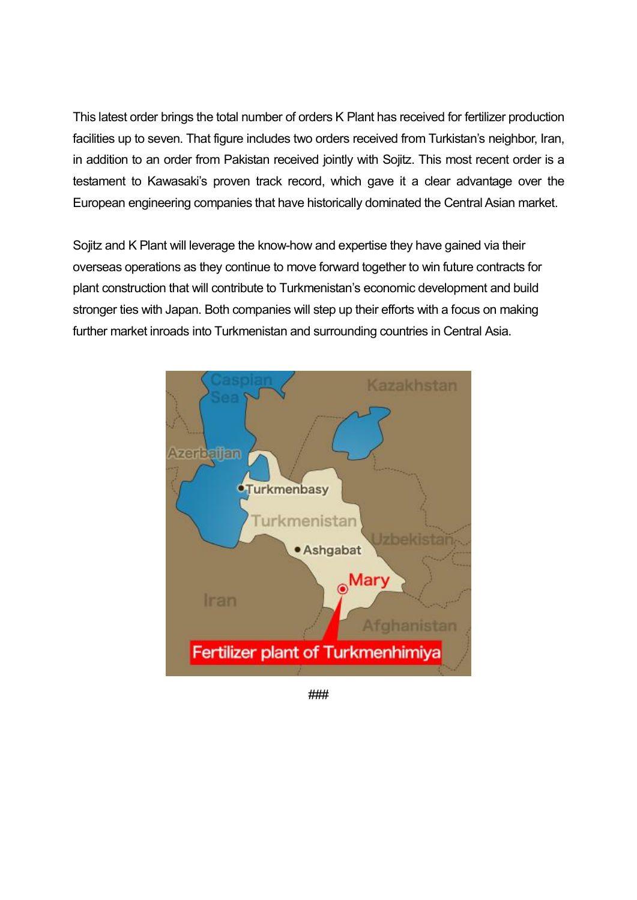This latest order brings the total number of orders K Plant has received for fertilizer production facilities up to seven. That figure includes two orders received from Turkistan's neighbor, Iran, in addition to an order from Pakistan received jointly with Sojitz. This most recent order is a testament to Kawasaki's proven track record, which gave it a clear advantage over the European engineering companies that have historically dominated the Central Asian market.

Sojitz and K Plant will leverage the know-how and expertise they have gained via their overseas operations as they continue to move forward together to win future contracts for plant construction that will contribute to Turkmenistan's economic development and build stronger ties with Japan. Both companies will step up their efforts with a focus on making further market inroads into Turkmenistan and surrounding countries in Central Asia.

Caspian Sea

Kazakhstan

Azerbaijan

Turkmenbasy

Turkmenistan

Uzbekistan

Ashgabat

Mary

Iran

Afghanistan

Fertilizer plant of Turkmenhimiya

###